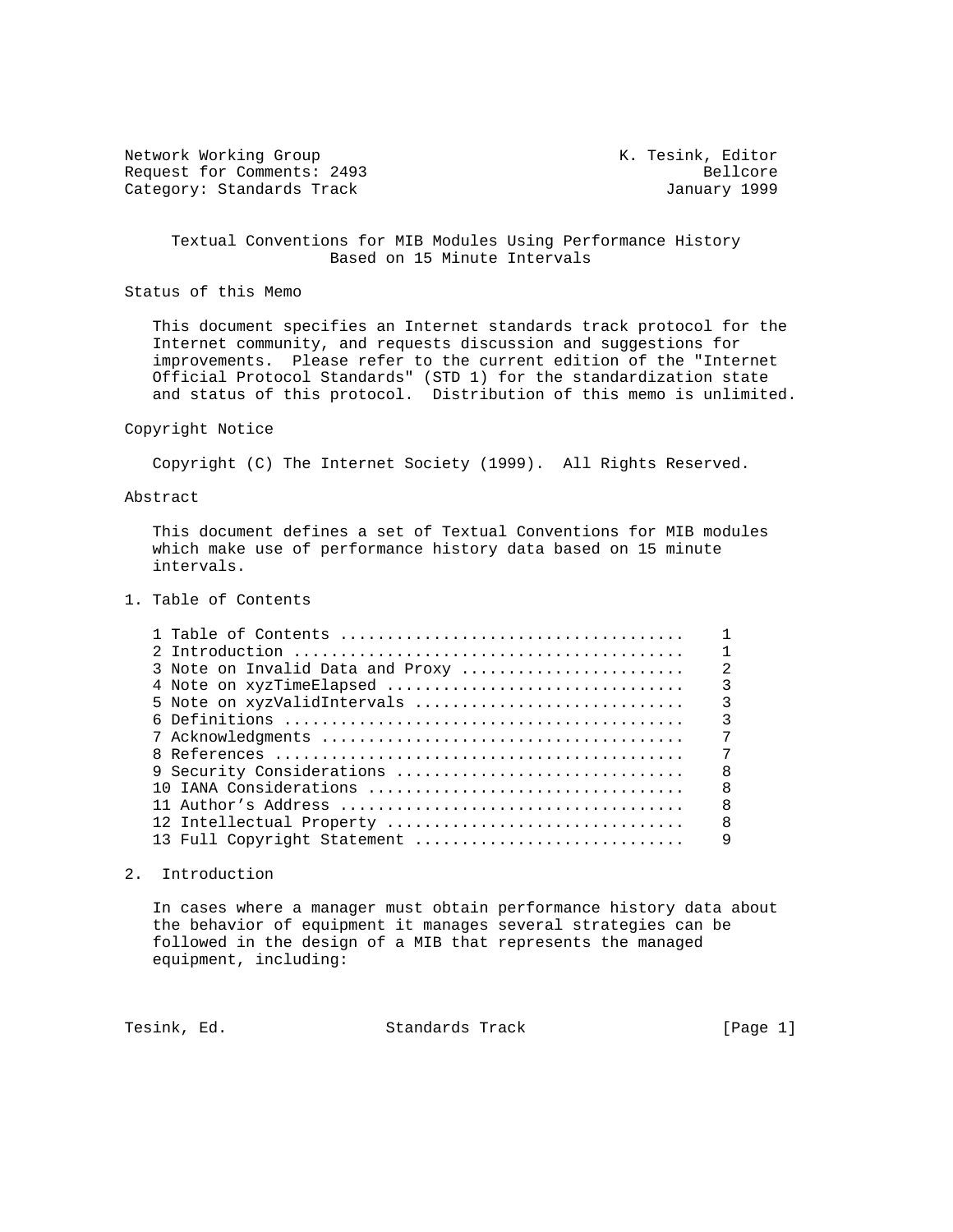Network Working Group K. Tesink, Editor
Request for Comments: 2493 Bellcore
Category: Standards Track January 1999

# Textual Conventions for MIB Modules Using Performance History Based on 15 Minute Intervals

## Status of this Memo

This document specifies an Internet standards track protocol for the Internet community, and requests discussion and suggestions for improvements. Please refer to the current edition of the "Internet Official Protocol Standards" (STD 1) for the standardization state and status of this protocol. Distribution of this memo is unlimited.

## Copyright Notice

Copyright (C) The Internet Society (1999). All Rights Reserved.

## Abstract

This document defines a set of Textual Conventions for MIB modules which make use of performance history data based on 15 minute intervals.

## 1. Table of Contents

```
1 Table of Contents ....................................    1
2 Introduction .........................................    1
3 Note on Invalid Data and Proxy .......................    2
4 Note on xyzTimeElapsed ...............................    3
5 Note on xyzValidIntervals ............................    3
6 Definitions ..........................................    3
7 Acknowledgments ......................................    7
8 References ...........................................    7
9 Security Considerations ..............................    8
10 IANA Considerations .................................    8
11 Author's Address ....................................    8
12 Intellectual Property ...............................    8
13 Full Copyright Statement ............................    9
```

## 2. Introduction

In cases where a manager must obtain performance history data about the behavior of equipment it manages several strategies can be followed in the design of a MIB that represents the managed equipment, including: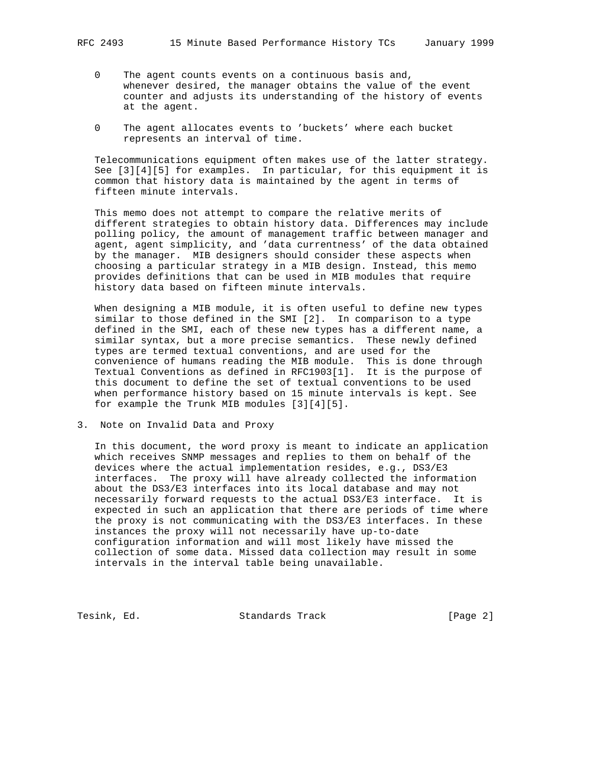- The agent counts events on a continuous basis and, whenever desired, the manager obtains the value of the event counter and adjusts its understanding of the history of events at the agent.

- The agent allocates events to 'buckets' where each bucket represents an interval of time.

Telecommunications equipment often makes use of the latter strategy. See [3][4][5] for examples. In particular, for this equipment it is common that history data is maintained by the agent in terms of fifteen minute intervals.

This memo does not attempt to compare the relative merits of different strategies to obtain history data. Differences may include polling policy, the amount of management traffic between manager and agent, agent simplicity, and 'data currentness' of the data obtained by the manager. MIB designers should consider these aspects when choosing a particular strategy in a MIB design. Instead, this memo provides definitions that can be used in MIB modules that require history data based on fifteen minute intervals.

When designing a MIB module, it is often useful to define new types similar to those defined in the SMI [2]. In comparison to a type defined in the SMI, each of these new types has a different name, a similar syntax, but a more precise semantics. These newly defined types are termed textual conventions, and are used for the convenience of humans reading the MIB module. This is done through Textual Conventions as defined in RFC1903[1]. It is the purpose of this document to define the set of textual conventions to be used when performance history based on 15 minute intervals is kept. See for example the Trunk MIB modules [3][4][5].

## 3. Note on Invalid Data and Proxy

In this document, the word proxy is meant to indicate an application which receives SNMP messages and replies to them on behalf of the devices where the actual implementation resides, e.g., DS3/E3 interfaces. The proxy will have already collected the information about the DS3/E3 interfaces into its local database and may not necessarily forward requests to the actual DS3/E3 interface. It is expected in such an application that there are periods of time where the proxy is not communicating with the DS3/E3 interfaces. In these instances the proxy will not necessarily have up-to-date configuration information and will most likely have missed the collection of some data. Missed data collection may result in some intervals in the interval table being unavailable.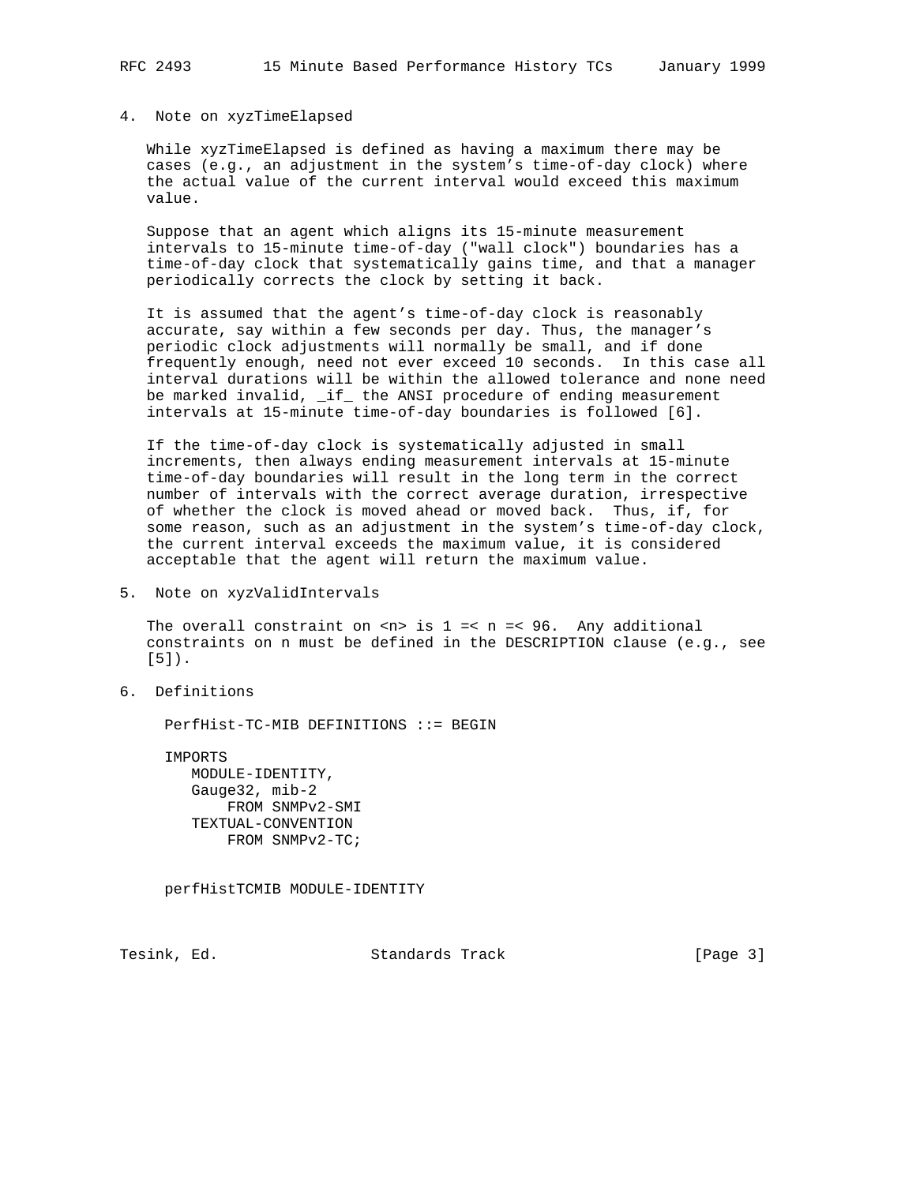## 4. Note on xyzTimeElapsed

While xyzTimeElapsed is defined as having a maximum there may be cases (e.g., an adjustment in the system's time-of-day clock) where the actual value of the current interval would exceed this maximum value.

Suppose that an agent which aligns its 15-minute measurement intervals to 15-minute time-of-day ("wall clock") boundaries has a time-of-day clock that systematically gains time, and that a manager periodically corrects the clock by setting it back.

It is assumed that the agent's time-of-day clock is reasonably accurate, say within a few seconds per day. Thus, the manager's periodic clock adjustments will normally be small, and if done frequently enough, need not ever exceed 10 seconds. In this case all interval durations will be within the allowed tolerance and none need be marked invalid, _if_ the ANSI procedure of ending measurement intervals at 15-minute time-of-day boundaries is followed [6].

If the time-of-day clock is systematically adjusted in small increments, then always ending measurement intervals at 15-minute time-of-day boundaries will result in the long term in the correct number of intervals with the correct average duration, irrespective of whether the clock is moved ahead or moved back. Thus, if, for some reason, such as an adjustment in the system's time-of-day clock, the current interval exceeds the maximum value, it is considered acceptable that the agent will return the maximum value.

## 5. Note on xyzValidIntervals

The overall constraint on <n> is 1 =< n =< 96. Any additional constraints on n must be defined in the DESCRIPTION clause (e.g., see [5]).

## 6. Definitions

```
PerfHist-TC-MIB DEFINITIONS ::= BEGIN

IMPORTS
   MODULE-IDENTITY,
   Gauge32, mib-2
       FROM SNMPv2-SMI
   TEXTUAL-CONVENTION
       FROM SNMPv2-TC;


perfHistTCMIB MODULE-IDENTITY
```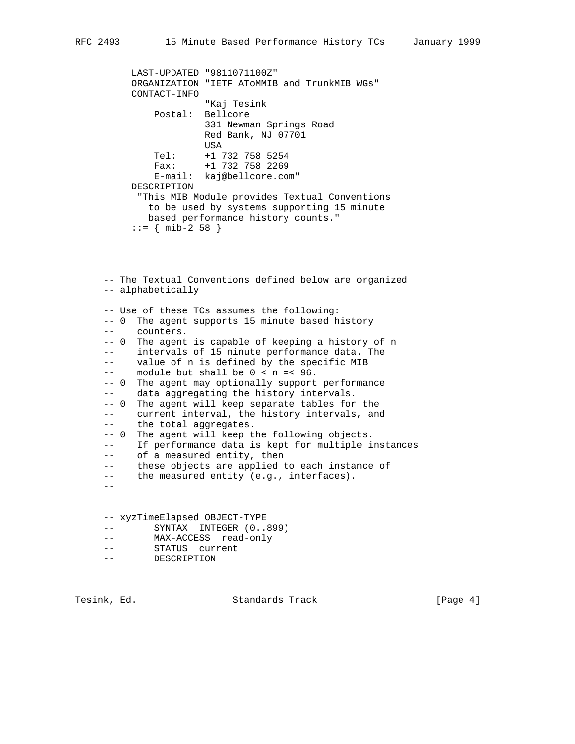```
         LAST-UPDATED "9811071100Z"
         ORGANIZATION "IETF AToMMIB and TrunkMIB WGs"
         CONTACT-INFO
                      "Kaj Tesink
             Postal:  Bellcore
                      331 Newman Springs Road
                      Red Bank, NJ 07701
                      USA
             Tel:     +1 732 758 5254
             Fax:     +1 732 758 2269
             E-mail:  kaj@bellcore.com"
         DESCRIPTION
          "This MIB Module provides Textual Conventions
            to be used by systems supporting 15 minute
            based performance history counts."
         ::= { mib-2 58 }



     -- The Textual Conventions defined below are organized
     -- alphabetically

     -- Use of these TCs assumes the following:
     -- 0  The agent supports 15 minute based history
     --    counters.
     -- 0  The agent is capable of keeping a history of n
     --    intervals of 15 minute performance data. The
     --    value of n is defined by the specific MIB
     --    module but shall be 0 < n =< 96.
     -- 0  The agent may optionally support performance
     --    data aggregating the history intervals.
     -- 0  The agent will keep separate tables for the
     --    current interval, the history intervals, and
     --    the total aggregates.
     -- 0  The agent will keep the following objects.
     --    If performance data is kept for multiple instances
     --    of a measured entity, then
     --    these objects are applied to each instance of
     --    the measured entity (e.g., interfaces).
     --


     -- xyzTimeElapsed OBJECT-TYPE
     --       SYNTAX  INTEGER (0..899)
     --       MAX-ACCESS  read-only
     --       STATUS  current
     --       DESCRIPTION
```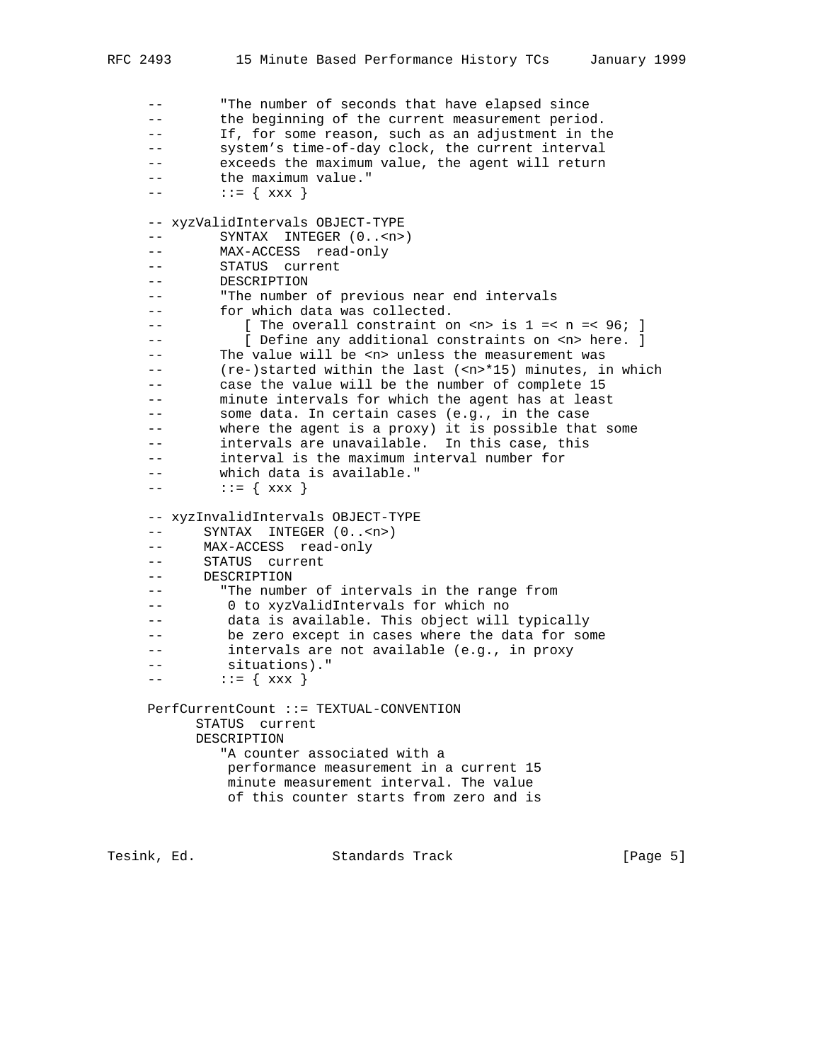```
     --       "The number of seconds that have elapsed since
     --       the beginning of the current measurement period.
     --       If, for some reason, such as an adjustment in the
     --       system's time-of-day clock, the current interval
     --       exceeds the maximum value, the agent will return
     --       the maximum value."
     --       ::= { xxx }

     -- xyzValidIntervals OBJECT-TYPE
     --       SYNTAX  INTEGER (0..<n>)
     --       MAX-ACCESS  read-only
     --       STATUS  current
     --       DESCRIPTION
     --       "The number of previous near end intervals
     --       for which data was collected.
     --          [ The overall constraint on <n> is 1 =< n =< 96; ]
     --          [ Define any additional constraints on <n> here. ]
     --       The value will be <n> unless the measurement was
     --       (re-)started within the last (<n>*15) minutes, in which
     --       case the value will be the number of complete 15
     --       minute intervals for which the agent has at least
     --       some data. In certain cases (e.g., in the case
     --       where the agent is a proxy) it is possible that some
     --       intervals are unavailable.  In this case, this
     --       interval is the maximum interval number for
     --       which data is available."
     --       ::= { xxx }

     -- xyzInvalidIntervals OBJECT-TYPE
     --      SYNTAX  INTEGER (0..<n>)
     --      MAX-ACCESS  read-only
     --      STATUS  current
     --      DESCRIPTION
     --       "The number of intervals in the range from
     --        0 to xyzValidIntervals for which no
     --        data is available. This object will typically
     --        be zero except in cases where the data for some
     --        intervals are not available (e.g., in proxy
     --        situations)."
     --       ::= { xxx }

     PerfCurrentCount ::= TEXTUAL-CONVENTION
           STATUS  current
           DESCRIPTION
              "A counter associated with a
               performance measurement in a current 15
               minute measurement interval. The value
               of this counter starts from zero and is
```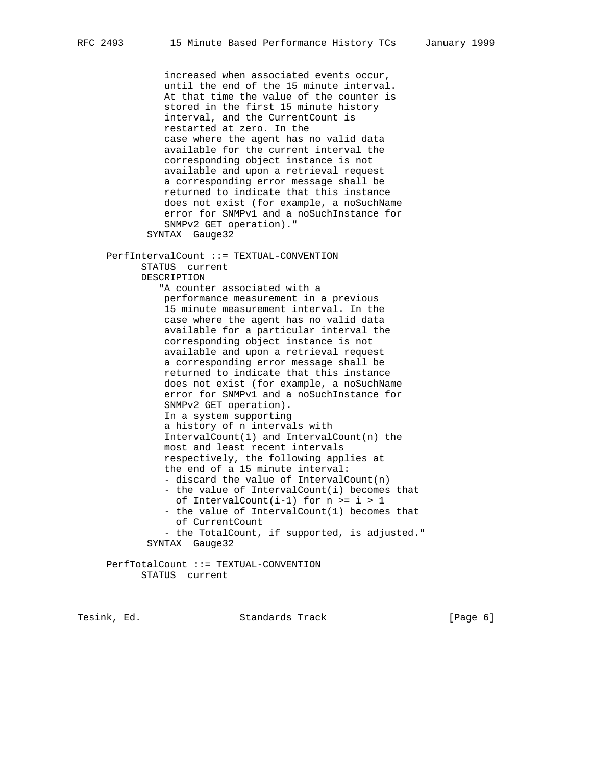```
              increased when associated events occur,
              until the end of the 15 minute interval.
              At that time the value of the counter is
              stored in the first 15 minute history
              interval, and the CurrentCount is
              restarted at zero. In the
              case where the agent has no valid data
              available for the current interval the
              corresponding object instance is not
              available and upon a retrieval request
              a corresponding error message shall be
              returned to indicate that this instance
              does not exist (for example, a noSuchName
              error for SNMPv1 and a noSuchInstance for
              SNMPv2 GET operation)."
           SYNTAX  Gauge32

      PerfIntervalCount ::= TEXTUAL-CONVENTION
            STATUS  current
            DESCRIPTION
               "A counter associated with a
              performance measurement in a previous
              15 minute measurement interval. In the
              case where the agent has no valid data
              available for a particular interval the
              corresponding object instance is not
              available and upon a retrieval request
              a corresponding error message shall be
              returned to indicate that this instance
              does not exist (for example, a noSuchName
              error for SNMPv1 and a noSuchInstance for
              SNMPv2 GET operation).
              In a system supporting
              a history of n intervals with
              IntervalCount(1) and IntervalCount(n) the
              most and least recent intervals
              respectively, the following applies at
              the end of a 15 minute interval:
              - discard the value of IntervalCount(n)
              - the value of IntervalCount(i) becomes that
                of IntervalCount(i-1) for n >= i > 1
              - the value of IntervalCount(1) becomes that
                of CurrentCount
              - the TotalCount, if supported, is adjusted."
           SYNTAX  Gauge32

      PerfTotalCount ::= TEXTUAL-CONVENTION
            STATUS  current
```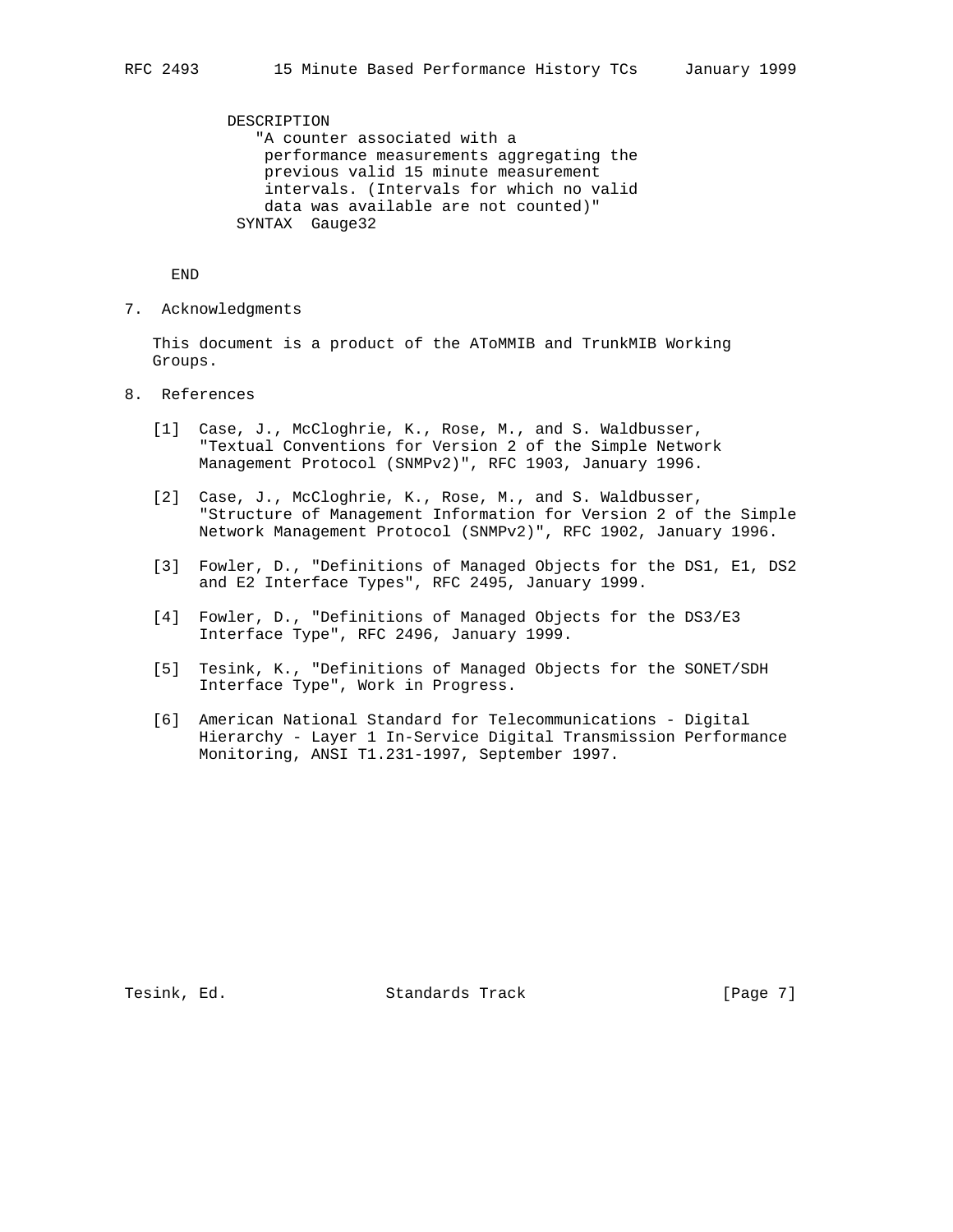```
          DESCRIPTION
             "A counter associated with a
              performance measurements aggregating the
              previous valid 15 minute measurement
              intervals. (Intervals for which no valid
              data was available are not counted)"
           SYNTAX  Gauge32

     END
```

## 7. Acknowledgments

This document is a product of the AToMMIB and TrunkMIB Working Groups.

## 8. References

[1] Case, J., McCloghrie, K., Rose, M., and S. Waldbusser, "Textual Conventions for Version 2 of the Simple Network Management Protocol (SNMPv2)", RFC 1903, January 1996.

[2] Case, J., McCloghrie, K., Rose, M., and S. Waldbusser, "Structure of Management Information for Version 2 of the Simple Network Management Protocol (SNMPv2)", RFC 1902, January 1996.

[3] Fowler, D., "Definitions of Managed Objects for the DS1, E1, DS2 and E2 Interface Types", RFC 2495, January 1999.

[4] Fowler, D., "Definitions of Managed Objects for the DS3/E3 Interface Type", RFC 2496, January 1999.

[5] Tesink, K., "Definitions of Managed Objects for the SONET/SDH Interface Type", Work in Progress.

[6] American National Standard for Telecommunications - Digital Hierarchy - Layer 1 In-Service Digital Transmission Performance Monitoring, ANSI T1.231-1997, September 1997.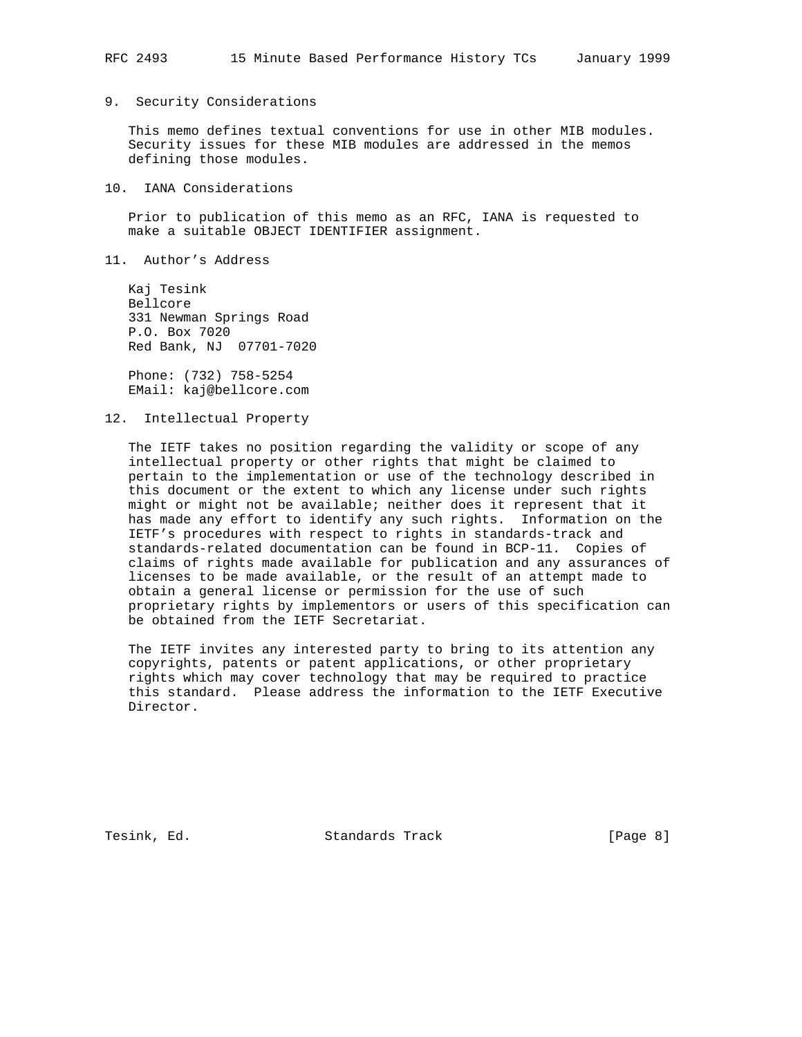## 9. Security Considerations

This memo defines textual conventions for use in other MIB modules. Security issues for these MIB modules are addressed in the memos defining those modules.

## 10. IANA Considerations

Prior to publication of this memo as an RFC, IANA is requested to make a suitable OBJECT IDENTIFIER assignment.

## 11. Author's Address

Kaj Tesink
Bellcore
331 Newman Springs Road
P.O. Box 7020
Red Bank, NJ  07701-7020

Phone: (732) 758-5254
EMail: kaj@bellcore.com

## 12. Intellectual Property

The IETF takes no position regarding the validity or scope of any intellectual property or other rights that might be claimed to pertain to the implementation or use of the technology described in this document or the extent to which any license under such rights might or might not be available; neither does it represent that it has made any effort to identify any such rights. Information on the IETF's procedures with respect to rights in standards-track and standards-related documentation can be found in BCP-11. Copies of claims of rights made available for publication and any assurances of licenses to be made available, or the result of an attempt made to obtain a general license or permission for the use of such proprietary rights by implementors or users of this specification can be obtained from the IETF Secretariat.

The IETF invites any interested party to bring to its attention any copyrights, patents or patent applications, or other proprietary rights which may cover technology that may be required to practice this standard. Please address the information to the IETF Executive Director.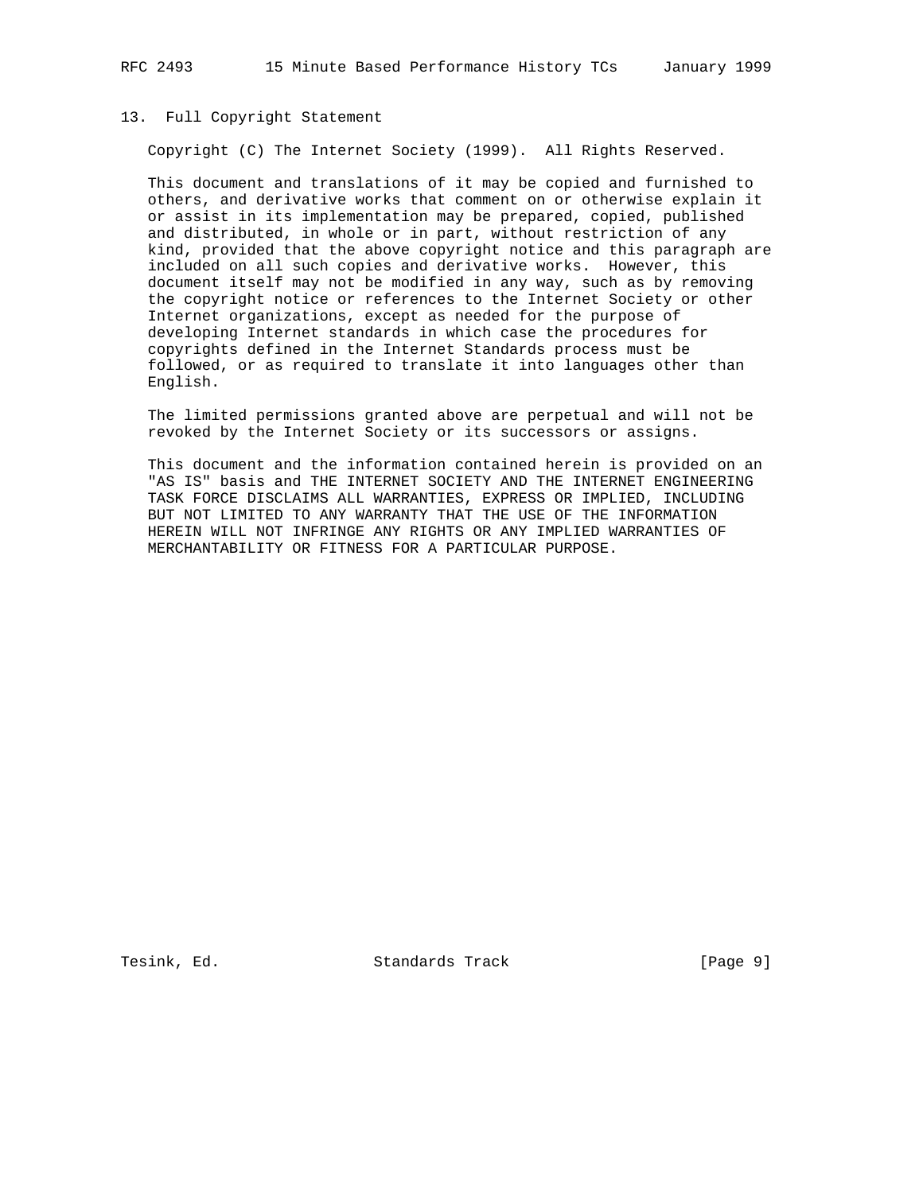## 13. Full Copyright Statement

Copyright (C) The Internet Society (1999). All Rights Reserved.

This document and translations of it may be copied and furnished to others, and derivative works that comment on or otherwise explain it or assist in its implementation may be prepared, copied, published and distributed, in whole or in part, without restriction of any kind, provided that the above copyright notice and this paragraph are included on all such copies and derivative works. However, this document itself may not be modified in any way, such as by removing the copyright notice or references to the Internet Society or other Internet organizations, except as needed for the purpose of developing Internet standards in which case the procedures for copyrights defined in the Internet Standards process must be followed, or as required to translate it into languages other than English.

The limited permissions granted above are perpetual and will not be revoked by the Internet Society or its successors or assigns.

This document and the information contained herein is provided on an "AS IS" basis and THE INTERNET SOCIETY AND THE INTERNET ENGINEERING TASK FORCE DISCLAIMS ALL WARRANTIES, EXPRESS OR IMPLIED, INCLUDING BUT NOT LIMITED TO ANY WARRANTY THAT THE USE OF THE INFORMATION HEREIN WILL NOT INFRINGE ANY RIGHTS OR ANY IMPLIED WARRANTIES OF MERCHANTABILITY OR FITNESS FOR A PARTICULAR PURPOSE.